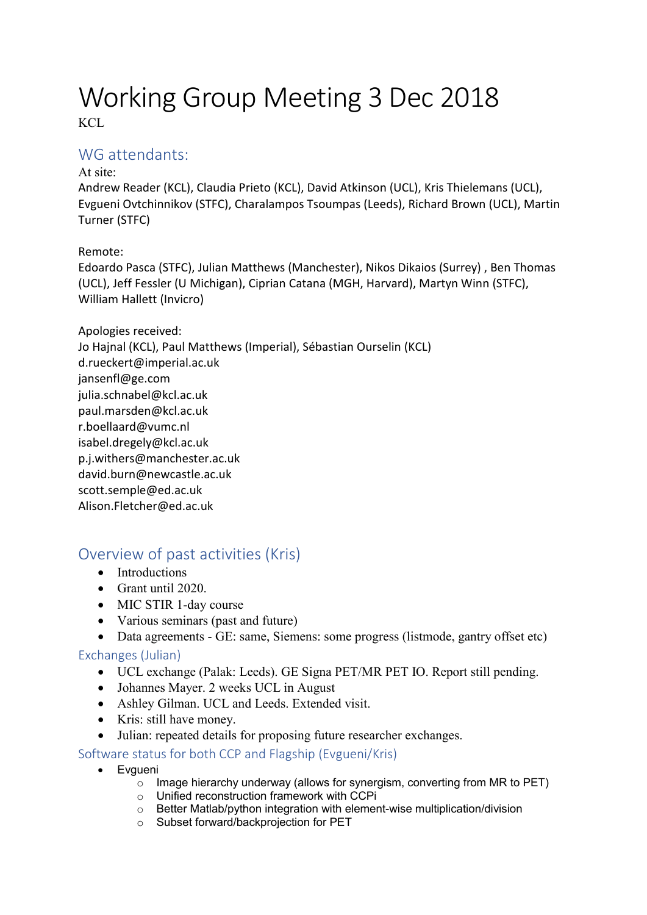# Working Group Meeting 3 Dec 2018

KCL

## WG attendants:

At site:

Andrew Reader (KCL), Claudia Prieto (KCL), David Atkinson (UCL), Kris Thielemans (UCL), Evgueni Ovtchinnikov (STFC), Charalampos Tsoumpas (Leeds), Richard Brown (UCL), Martin Turner (STFC)

Remote:

Edoardo Pasca (STFC), Julian Matthews (Manchester), Nikos Dikaios (Surrey) , Ben Thomas (UCL), Jeff Fessler (U Michigan), Ciprian Catana (MGH, Harvard), Martyn Winn (STFC), William Hallett (Invicro)

Apologies received:

Jo Hajnal (KCL), Paul Matthews (Imperial), Sébastian Ourselin (KCL)
d.rueckert@imperial.ac.uk
jansenfl@ge.com
julia.schnabel@kcl.ac.uk
paul.marsden@kcl.ac.uk
r.boellaard@vumc.nl
isabel.dregely@kcl.ac.uk
p.j.withers@manchester.ac.uk
david.burn@newcastle.ac.uk
scott.semple@ed.ac.uk
Alison.Fletcher@ed.ac.uk

## Overview of past activities (Kris)

- Introductions
- Grant until 2020.
- MIC STIR 1-day course
- Various seminars (past and future)
- Data agreements - GE: same, Siemens: some progress (listmode, gantry offset etc)

### Exchanges (Julian)

- UCL exchange (Palak: Leeds). GE Signa PET/MR PET IO. Report still pending.
- Johannes Mayer. 2 weeks UCL in August
- Ashley Gilman. UCL and Leeds. Extended visit.
- Kris: still have money.
- Julian: repeated details for proposing future researcher exchanges.

### Software status for both CCP and Flagship (Evgueni/Kris)

- Evgueni
  - Image hierarchy underway (allows for synergism, converting from MR to PET)
  - Unified reconstruction framework with CCPi
  - Better Matlab/python integration with element-wise multiplication/division
  - Subset forward/backprojection for PET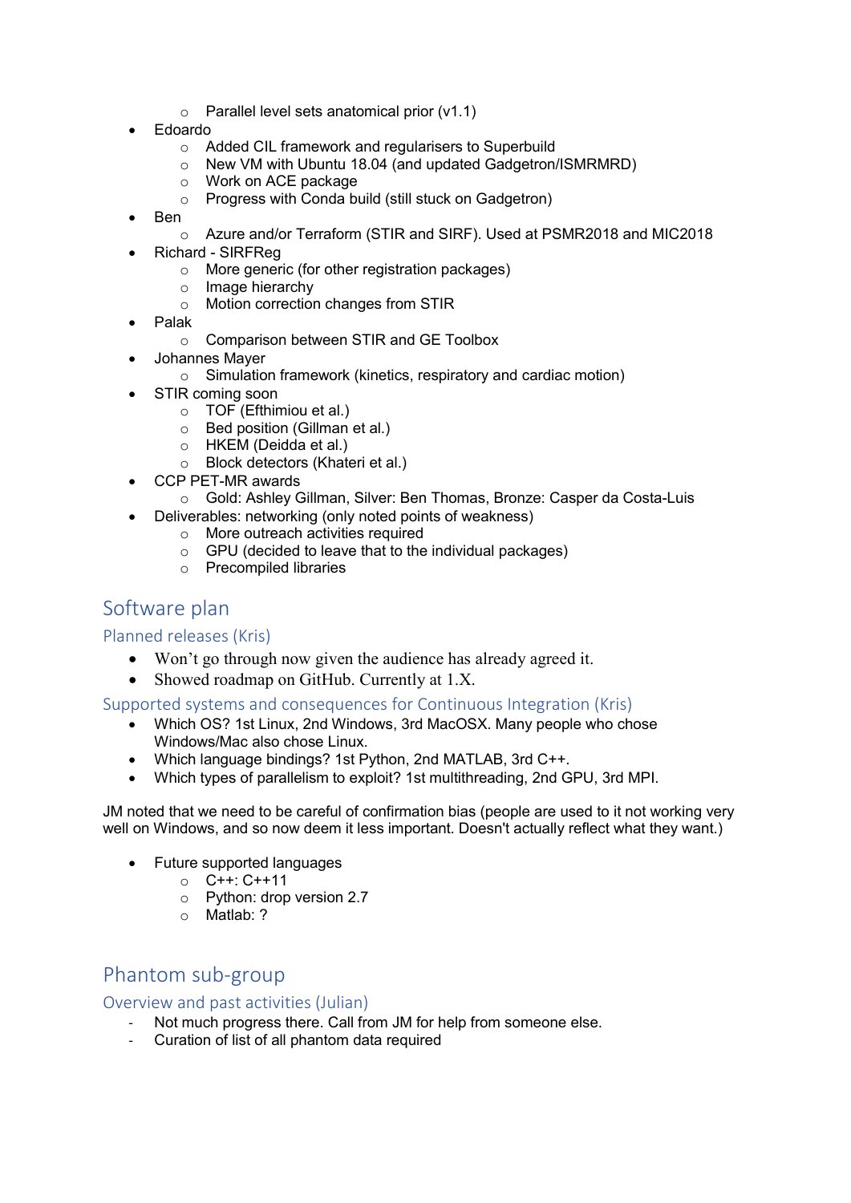- Parallel level sets anatomical prior (v1.1)
- Edoardo
  - Added CIL framework and regularisers to Superbuild
  - New VM with Ubuntu 18.04 (and updated Gadgetron/ISMRMRD)
  - Work on ACE package
  - Progress with Conda build (still stuck on Gadgetron)
- Ben
  - Azure and/or Terraform (STIR and SIRF). Used at PSMR2018 and MIC2018
- Richard - SIRFReg
  - More generic (for other registration packages)
  - Image hierarchy
  - Motion correction changes from STIR
- Palak
  - Comparison between STIR and GE Toolbox
- Johannes Mayer
  - Simulation framework (kinetics, respiratory and cardiac motion)
- STIR coming soon
  - TOF (Efthimiou et al.)
  - Bed position (Gillman et al.)
  - HKEM (Deidda et al.)
  - Block detectors (Khateri et al.)
- CCP PET-MR awards
  - Gold: Ashley Gillman, Silver: Ben Thomas, Bronze: Casper da Costa-Luis
- Deliverables: networking (only noted points of weakness)
  - More outreach activities required
  - GPU (decided to leave that to the individual packages)
  - Precompiled libraries

# Software plan

## Planned releases (Kris)

- Won't go through now given the audience has already agreed it.
- Showed roadmap on GitHub. Currently at 1.X.

## Supported systems and consequences for Continuous Integration (Kris)

- Which OS? 1st Linux, 2nd Windows, 3rd MacOSX. Many people who chose Windows/Mac also chose Linux.
- Which language bindings? 1st Python, 2nd MATLAB, 3rd C++.
- Which types of parallelism to exploit? 1st multithreading, 2nd GPU, 3rd MPI.

JM noted that we need to be careful of confirmation bias (people are used to it not working very well on Windows, and so now deem it less important. Doesn't actually reflect what they want.)

- Future supported languages
  - C++: C++11
  - Python: drop version 2.7
  - Matlab: ?

# Phantom sub-group

## Overview and past activities (Julian)

- Not much progress there. Call from JM for help from someone else.
- Curation of list of all phantom data required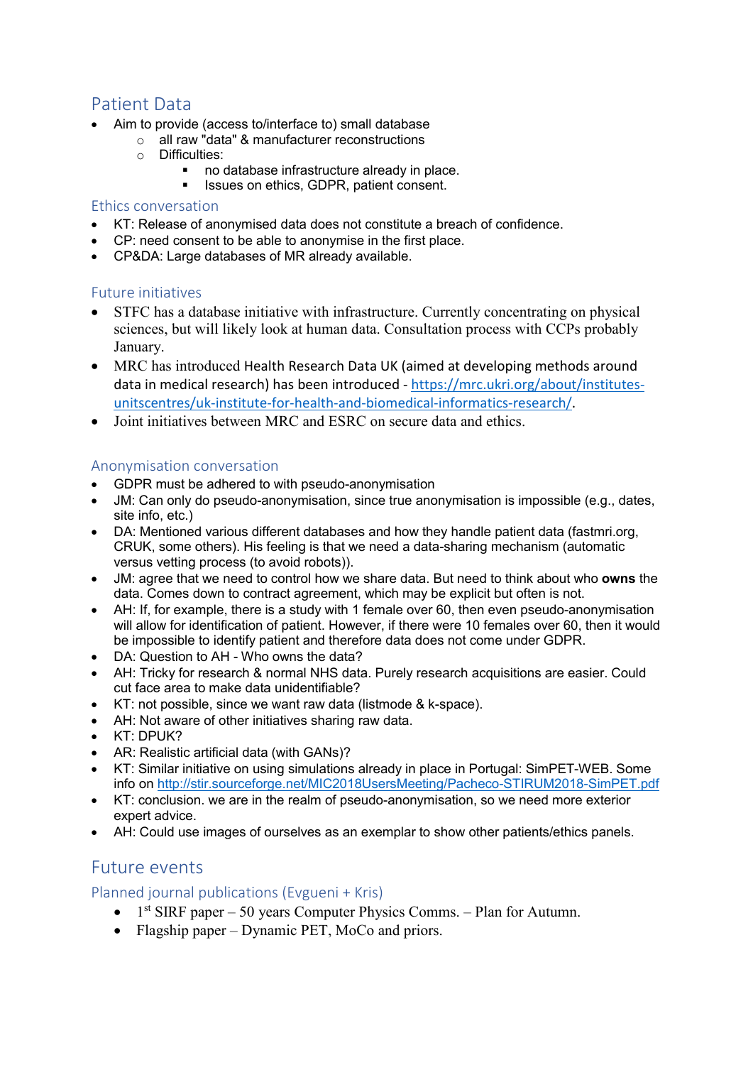## Patient Data

- Aim to provide (access to/interface to) small database
  - all raw "data" & manufacturer reconstructions
  - Difficulties:
    - no database infrastructure already in place.
    - Issues on ethics, GDPR, patient consent.

### Ethics conversation

- KT: Release of anonymised data does not constitute a breach of confidence.
- CP: need consent to be able to anonymise in the first place.
- CP&DA: Large databases of MR already available.

### Future initiatives

- STFC has a database initiative with infrastructure. Currently concentrating on physical sciences, but will likely look at human data. Consultation process with CCPs probably January.
- MRC has introduced Health Research Data UK (aimed at developing methods around data in medical research) has been introduced - [https://mrc.ukri.org/about/institutes-unitscentres/uk-institute-for-health-and-biomedical-informatics-research/](https://mrc.ukri.org/about/institutes-unitscentres/uk-institute-for-health-and-biomedical-informatics-research/).
- Joint initiatives between MRC and ESRC on secure data and ethics.

### Anonymisation conversation

- GDPR must be adhered to with pseudo-anonymisation
- JM: Can only do pseudo-anonymisation, since true anonymisation is impossible (e.g., dates, site info, etc.)
- DA: Mentioned various different databases and how they handle patient data (fastmri.org, CRUK, some others). His feeling is that we need a data-sharing mechanism (automatic versus vetting process (to avoid robots)).
- JM: agree that we need to control how we share data. But need to think about who **owns** the data. Comes down to contract agreement, which may be explicit but often is not.
- AH: If, for example, there is a study with 1 female over 60, then even pseudo-anonymisation will allow for identification of patient. However, if there were 10 females over 60, then it would be impossible to identify patient and therefore data does not come under GDPR.
- DA: Question to AH - Who owns the data?
- AH: Tricky for research & normal NHS data. Purely research acquisitions are easier. Could cut face area to make data unidentifiable?
- KT: not possible, since we want raw data (listmode & k-space).
- AH: Not aware of other initiatives sharing raw data.
- KT: DPUK?
- AR: Realistic artificial data (with GANs)?
- KT: Similar initiative on using simulations already in place in Portugal: SimPET-WEB. Some info on [http://stir.sourceforge.net/MIC2018UsersMeeting/Pacheco-STIRUM2018-SimPET.pdf](http://stir.sourceforge.net/MIC2018UsersMeeting/Pacheco-STIRUM2018-SimPET.pdf)
- KT: conclusion. we are in the realm of pseudo-anonymisation, so we need more exterior expert advice.
- AH: Could use images of ourselves as an exemplar to show other patients/ethics panels.

## Future events

### Planned journal publications (Evgueni + Kris)

- 1st SIRF paper – 50 years Computer Physics Comms. – Plan for Autumn.
- Flagship paper – Dynamic PET, MoCo and priors.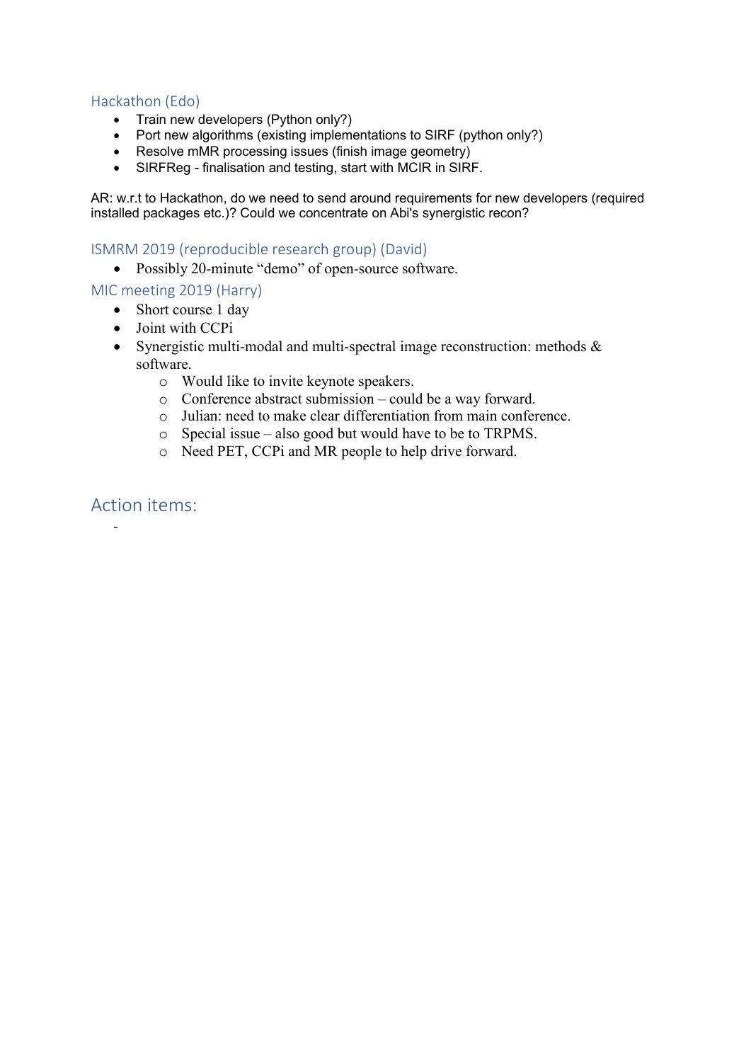## Hackathon (Edo)

- Train new developers (Python only?)
- Port new algorithms (existing implementations to SIRF (python only?)
- Resolve mMR processing issues (finish image geometry)
- SIRFReg - finalisation and testing, start with MCIR in SIRF.

AR: w.r.t to Hackathon, do we need to send around requirements for new developers (required installed packages etc.)? Could we concentrate on Abi's synergistic recon?

## ISMRM 2019 (reproducible research group) (David)

- Possibly 20-minute "demo" of open-source software.

## MIC meeting 2019 (Harry)

- Short course 1 day
- Joint with CCPi
- Synergistic multi-modal and multi-spectral image reconstruction: methods & software.
    - Would like to invite keynote speakers.
    - Conference abstract submission – could be a way forward.
    - Julian: need to make clear differentiation from main conference.
    - Special issue – also good but would have to be to TRPMS.
    - Need PET, CCPi and MR people to help drive forward.

# Action items:

-